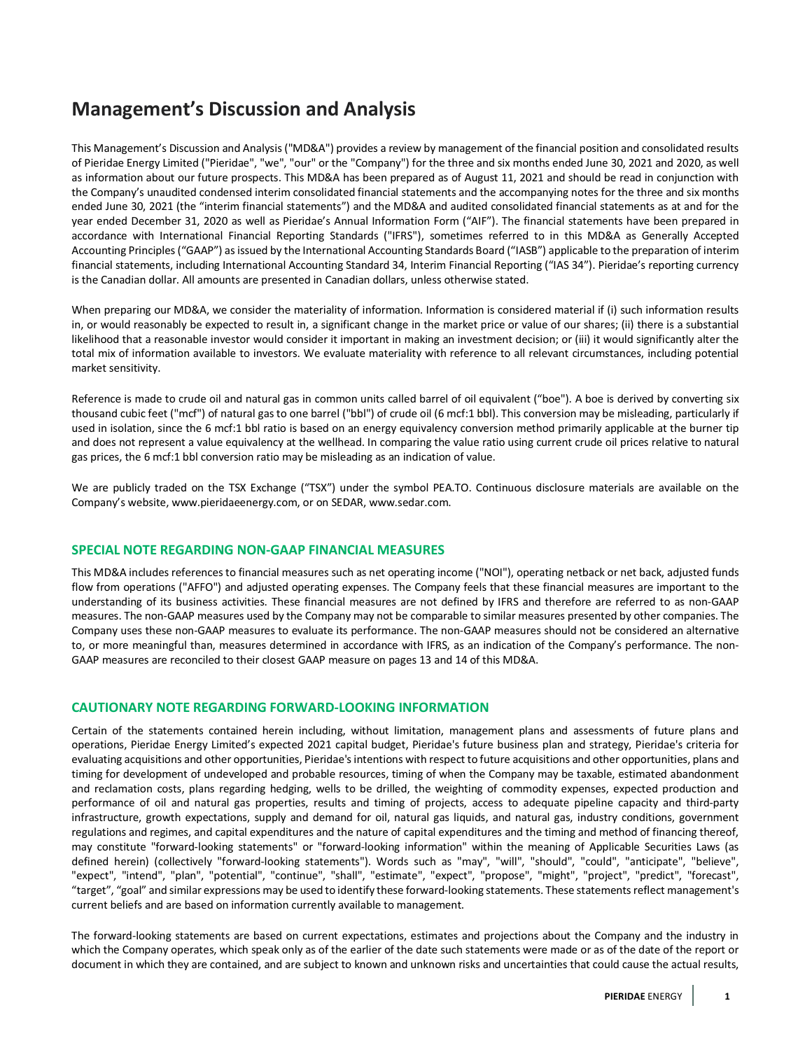# Management's Discussion and Analysis

This Management's Discussion and Analysis ("MD&A") provides a review by management of the financial position and consolidated results of Pieridae Energy Limited ("Pieridae", "we", "our" or the "Company") for the three and six months ended June 30, 2021 and 2020, as well as information about our future prospects. This MD&A has been prepared as of August 11, 2021 and should be read in conjunction with the Company's unaudited condensed interim consolidated financial statements and the accompanying notes for the three and six months ended June 30, 2021 (the "interim financial statements") and the MD&A and audited consolidated financial statements as at and for the year ended December 31, 2020 as well as Pieridae's Annual Information Form ("AIF"). The financial statements have been prepared in accordance with International Financial Reporting Standards ("IFRS"), sometimes referred to in this MD&A as Generally Accepted Accounting Principles ("GAAP") as issued by the International Accounting Standards Board ("IASB") applicable to the preparation of interim financial statements, including International Accounting Standard 34, Interim Financial Reporting ("IAS 34"). Pieridae's reporting currency is the Canadian dollar. All amounts are presented in Canadian dollars, unless otherwise stated.

When preparing our MD&A, we consider the materiality of information. Information is considered material if (i) such information results in, or would reasonably be expected to result in, a significant change in the market price or value of our shares; (ii) there is a substantial likelihood that a reasonable investor would consider it important in making an investment decision; or (iii) it would significantly alter the total mix of information available to investors. We evaluate materiality with reference to all relevant circumstances, including potential market sensitivity.

Reference is made to crude oil and natural gas in common units called barrel of oil equivalent ("boe"). A boe is derived by converting six thousand cubic feet ("mcf") of natural gas to one barrel ("bbl") of crude oil (6 mcf:1 bbl). This conversion may be misleading, particularly if used in isolation, since the 6 mcf:1 bbl ratio is based on an energy equivalency conversion method primarily applicable at the burner tip and does not represent a value equivalency at the wellhead. In comparing the value ratio using current crude oil prices relative to natural gas prices, the 6 mcf:1 bbl conversion ratio may be misleading as an indication of value.

We are publicly traded on the TSX Exchange ("TSX") under the symbol PEA.TO. Continuous disclosure materials are available on the Company's website, www.pieridaeenergy.com, or on SEDAR, www.sedar.com.

## SPECIAL NOTE REGARDING NON-GAAP FINANCIAL MEASURES

This MD&A includes references to financial measures such as net operating income ("NOI"), operating netback or net back, adjusted funds flow from operations ("AFFO") and adjusted operating expenses. The Company feels that these financial measures are important to the understanding of its business activities. These financial measures are not defined by IFRS and therefore are referred to as non-GAAP measures. The non-GAAP measures used by the Company may not be comparable to similar measures presented by other companies. The Company uses these non-GAAP measures to evaluate its performance. The non-GAAP measures should not be considered an alternative to, or more meaningful than, measures determined in accordance with IFRS, as an indication of the Company's performance. The non-GAAP measures are reconciled to their closest GAAP measure on pages 13 and 14 of this MD&A.

## CAUTIONARY NOTE REGARDING FORWARD-LOOKING INFORMATION

Certain of the statements contained herein including, without limitation, management plans and assessments of future plans and operations, Pieridae Energy Limited's expected 2021 capital budget, Pieridae's future business plan and strategy, Pieridae's criteria for evaluating acquisitions and other opportunities, Pieridae's intentions with respect to future acquisitions and other opportunities, plans and timing for development of undeveloped and probable resources, timing of when the Company may be taxable, estimated abandonment and reclamation costs, plans regarding hedging, wells to be drilled, the weighting of commodity expenses, expected production and performance of oil and natural gas properties, results and timing of projects, access to adequate pipeline capacity and third-party infrastructure, growth expectations, supply and demand for oil, natural gas liquids, and natural gas, industry conditions, government regulations and regimes, and capital expenditures and the nature of capital expenditures and the timing and method of financing thereof, may constitute "forward-looking statements" or "forward-looking information" within the meaning of Applicable Securities Laws (as defined herein) (collectively "forward-looking statements"). Words such as "may", "will", "should", "could", "anticipate", "believe", "expect", "intend", "plan", "potential", "continue", "shall", "estimate", "expect", "propose", "might", "project", "predict", "forecast", "target", "goal" and similar expressions may be used to identify these forward-looking statements. These statements reflect management's current beliefs and are based on information currently available to management.

The forward-looking statements are based on current expectations, estimates and projections about the Company and the industry in which the Company operates, which speak only as of the earlier of the date such statements were made or as of the date of the report or document in which they are contained, and are subject to known and unknown risks and uncertainties that could cause the actual results,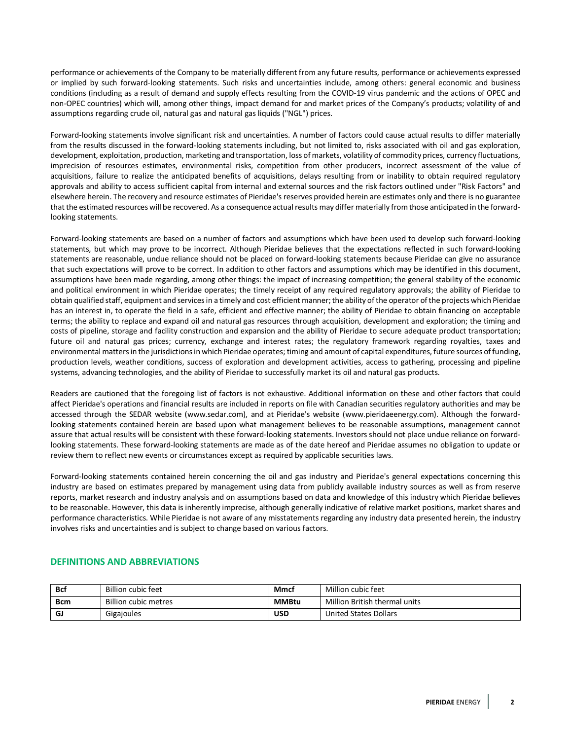performance or achievements of the Company to be materially different from any future results, performance or achievements expressed or implied by such forward-looking statements. Such risks and uncertainties include, among others: general economic and business conditions (including as a result of demand and supply effects resulting from the COVID-19 virus pandemic and the actions of OPEC and non-OPEC countries) which will, among other things, impact demand for and market prices of the Company's products; volatility of and assumptions regarding crude oil, natural gas and natural gas liquids ("NGL") prices.

Forward-looking statements involve significant risk and uncertainties. A number of factors could cause actual results to differ materially from the results discussed in the forward-looking statements including, but not limited to, risks associated with oil and gas exploration, development, exploitation, production, marketing and transportation, loss of markets, volatility of commodity prices, currency fluctuations, imprecision of resources estimates, environmental risks, competition from other producers, incorrect assessment of the value of acquisitions, failure to realize the anticipated benefits of acquisitions, delays resulting from or inability to obtain required regulatory approvals and ability to access sufficient capital from internal and external sources and the risk factors outlined under "Risk Factors" and elsewhere herein. The recovery and resource estimates of Pieridae's reserves provided herein are estimates only and there is no guarantee that the estimated resources will be recovered. As a consequence actual results may differ materially from those anticipated in the forward-looking statements.

Forward-looking statements are based on a number of factors and assumptions which have been used to develop such forward-looking statements, but which may prove to be incorrect. Although Pieridae believes that the expectations reflected in such forward-looking statements are reasonable, undue reliance should not be placed on forward-looking statements because Pieridae can give no assurance that such expectations will prove to be correct. In addition to other factors and assumptions which may be identified in this document, assumptions have been made regarding, among other things: the impact of increasing competition; the general stability of the economic and political environment in which Pieridae operates; the timely receipt of any required regulatory approvals; the ability of Pieridae to obtain qualified staff, equipment and services in a timely and cost efficient manner; the ability of the operator of the projects which Pieridae has an interest in, to operate the field in a safe, efficient and effective manner; the ability of Pieridae to obtain financing on acceptable terms; the ability to replace and expand oil and natural gas resources through acquisition, development and exploration; the timing and costs of pipeline, storage and facility construction and expansion and the ability of Pieridae to secure adequate product transportation; future oil and natural gas prices; currency, exchange and interest rates; the regulatory framework regarding royalties, taxes and environmental matters in the jurisdictions in which Pieridae operates; timing and amount of capital expenditures, future sources of funding, production levels, weather conditions, success of exploration and development activities, access to gathering, processing and pipeline systems, advancing technologies, and the ability of Pieridae to successfully market its oil and natural gas products.

Readers are cautioned that the foregoing list of factors is not exhaustive. Additional information on these and other factors that could affect Pieridae's operations and financial results are included in reports on file with Canadian securities regulatory authorities and may be accessed through the SEDAR website (www.sedar.com), and at Pieridae's website (www.pieridaeenergy.com). Although the forward-looking statements contained herein are based upon what management believes to be reasonable assumptions, management cannot assure that actual results will be consistent with these forward-looking statements. Investors should not place undue reliance on forward-looking statements. These forward-looking statements are made as of the date hereof and Pieridae assumes no obligation to update or review them to reflect new events or circumstances except as required by applicable securities laws.

Forward-looking statements contained herein concerning the oil and gas industry and Pieridae's general expectations concerning this industry are based on estimates prepared by management using data from publicly available industry sources as well as from reserve reports, market research and industry analysis and on assumptions based on data and knowledge of this industry which Pieridae believes to be reasonable. However, this data is inherently imprecise, although generally indicative of relative market positions, market shares and performance characteristics. While Pieridae is not aware of any misstatements regarding any industry data presented herein, the industry involves risks and uncertainties and is subject to change based on various factors.

## DEFINITIONS AND ABBREVIATIONS

| | | | |
|---|---|---|---|
| **Bcf** | Billion cubic feet | **Mmcf** | Million cubic feet |
| **Bcm** | Billion cubic metres | **MMBtu** | Million British thermal units |
| **GJ** | Gigajoules | **USD** | United States Dollars |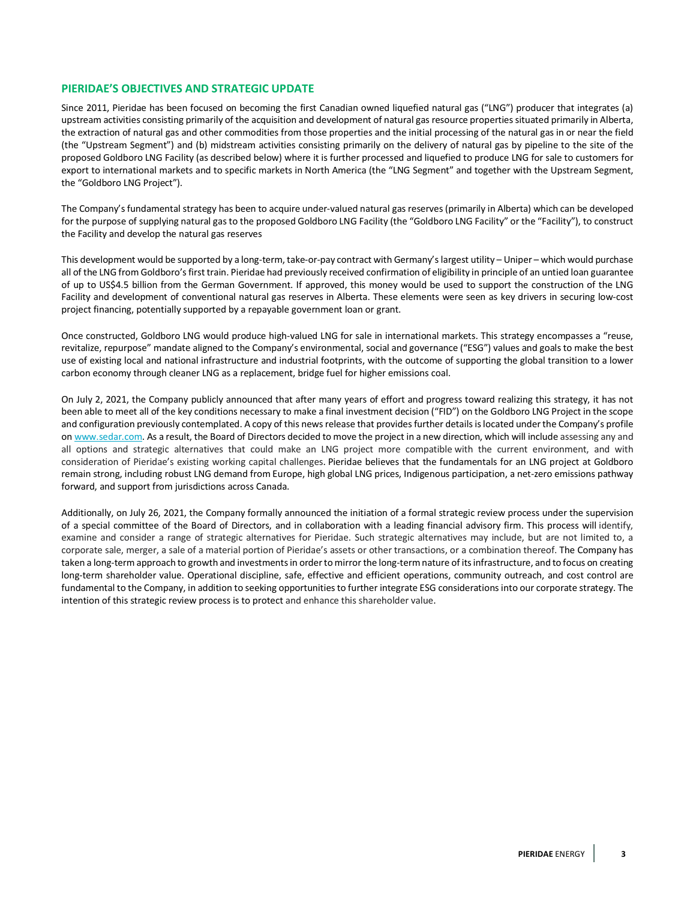## PIERIDAE'S OBJECTIVES AND STRATEGIC UPDATE

Since 2011, Pieridae has been focused on becoming the first Canadian owned liquefied natural gas ("LNG") producer that integrates (a) upstream activities consisting primarily of the acquisition and development of natural gas resource properties situated primarily in Alberta, the extraction of natural gas and other commodities from those properties and the initial processing of the natural gas in or near the field (the "Upstream Segment") and (b) midstream activities consisting primarily on the delivery of natural gas by pipeline to the site of the proposed Goldboro LNG Facility (as described below) where it is further processed and liquefied to produce LNG for sale to customers for export to international markets and to specific markets in North America (the "LNG Segment" and together with the Upstream Segment, the "Goldboro LNG Project").

The Company's fundamental strategy has been to acquire under-valued natural gas reserves (primarily in Alberta) which can be developed for the purpose of supplying natural gas to the proposed Goldboro LNG Facility (the "Goldboro LNG Facility" or the "Facility"), to construct the Facility and develop the natural gas reserves

This development would be supported by a long-term, take-or-pay contract with Germany's largest utility – Uniper – which would purchase all of the LNG from Goldboro's first train. Pieridae had previously received confirmation of eligibility in principle of an untied loan guarantee of up to US$4.5 billion from the German Government. If approved, this money would be used to support the construction of the LNG Facility and development of conventional natural gas reserves in Alberta. These elements were seen as key drivers in securing low-cost project financing, potentially supported by a repayable government loan or grant.

Once constructed, Goldboro LNG would produce high-valued LNG for sale in international markets. This strategy encompasses a "reuse, revitalize, repurpose" mandate aligned to the Company's environmental, social and governance ("ESG") values and goals to make the best use of existing local and national infrastructure and industrial footprints, with the outcome of supporting the global transition to a lower carbon economy through cleaner LNG as a replacement, bridge fuel for higher emissions coal.

On July 2, 2021, the Company publicly announced that after many years of effort and progress toward realizing this strategy, it has not been able to meet all of the key conditions necessary to make a final investment decision ("FID") on the Goldboro LNG Project in the scope and configuration previously contemplated. A copy of this news release that provides further details is located under the Company's profile on www.sedar.com. As a result, the Board of Directors decided to move the project in a new direction, which will include assessing any and all options and strategic alternatives that could make an LNG project more compatible with the current environment, and with consideration of Pieridae's existing working capital challenges. Pieridae believes that the fundamentals for an LNG project at Goldboro remain strong, including robust LNG demand from Europe, high global LNG prices, Indigenous participation, a net-zero emissions pathway forward, and support from jurisdictions across Canada.

Additionally, on July 26, 2021, the Company formally announced the initiation of a formal strategic review process under the supervision of a special committee of the Board of Directors, and in collaboration with a leading financial advisory firm. This process will identify, examine and consider a range of strategic alternatives for Pieridae. Such strategic alternatives may include, but are not limited to, a corporate sale, merger, a sale of a material portion of Pieridae's assets or other transactions, or a combination thereof. The Company has taken a long-term approach to growth and investments in order to mirror the long-term nature of its infrastructure, and to focus on creating long-term shareholder value. Operational discipline, safe, effective and efficient operations, community outreach, and cost control are fundamental to the Company, in addition to seeking opportunities to further integrate ESG considerations into our corporate strategy. The intention of this strategic review process is to protect and enhance this shareholder value.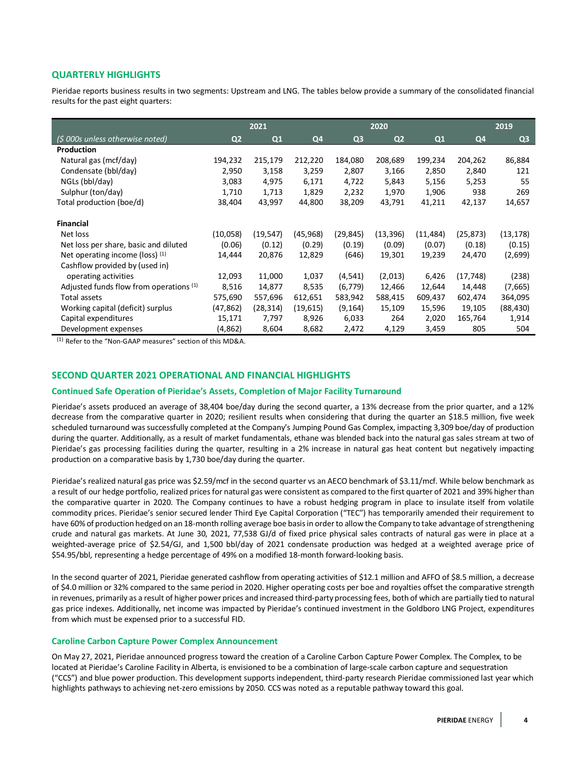## QUARTERLY HIGHLIGHTS

Pieridae reports business results in two segments: Upstream and LNG. The tables below provide a summary of the consolidated financial results for the past eight quarters:

| | 2021 | | 2020 | | | | 2019 | |
|---|---|---|---|---|---|---|---|---|
| *($ 000s unless otherwise noted)* | Q2 | Q1 | Q4 | Q3 | Q2 | Q1 | Q4 | Q3 |
| **Production** | | | | | | | | |
| Natural gas (mcf/day) | 194,232 | 215,179 | 212,220 | 184,080 | 208,689 | 199,234 | 204,262 | 86,884 |
| Condensate (bbl/day) | 2,950 | 3,158 | 3,259 | 2,807 | 3,166 | 2,850 | 2,840 | 121 |
| NGLs (bbl/day) | 3,083 | 4,975 | 6,171 | 4,722 | 5,843 | 5,156 | 5,253 | 55 |
| Sulphur (ton/day) | 1,710 | 1,713 | 1,829 | 2,232 | 1,970 | 1,906 | 938 | 269 |
| Total production (boe/d) | 38,404 | 43,997 | 44,800 | 38,209 | 43,791 | 41,211 | 42,137 | 14,657 |
| **Financial** | | | | | | | | |
| Net loss | (10,058) | (19,547) | (45,968) | (29,845) | (13,396) | (11,484) | (25,873) | (13,178) |
| Net loss per share, basic and diluted | (0.06) | (0.12) | (0.29) | (0.19) | (0.09) | (0.07) | (0.18) | (0.15) |
| Net operating income (loss) [1] | 14,444 | 20,876 | 12,829 | (646) | 19,301 | 19,239 | 24,470 | (2,699) |
| Cashflow provided by (used in) operating activities | 12,093 | 11,000 | 1,037 | (4,541) | (2,013) | 6,426 | (17,748) | (238) |
| Adjusted funds flow from operations [1] | 8,516 | 14,877 | 8,535 | (6,779) | 12,466 | 12,644 | 14,448 | (7,665) |
| Total assets | 575,690 | 557,696 | 612,651 | 583,942 | 588,415 | 609,437 | 602,474 | 364,095 |
| Working capital (deficit) surplus | (47,862) | (28,314) | (19,615) | (9,164) | 15,109 | 15,596 | 19,105 | (88,430) |
| Capital expenditures | 15,171 | 7,797 | 8,926 | 6,033 | 264 | 2,020 | 165,764 | 1,914 |
| Development expenses | (4,862) | 8,604 | 8,682 | 2,472 | 4,129 | 3,459 | 805 | 504 |

[1] Refer to the "Non-GAAP measures" section of this MD&A.

## SECOND QUARTER 2021 OPERATIONAL AND FINANCIAL HIGHLIGHTS

### Continued Safe Operation of Pieridae's Assets, Completion of Major Facility Turnaround

Pieridae's assets produced an average of 38,404 boe/day during the second quarter, a 13% decrease from the prior quarter, and a 12% decrease from the comparative quarter in 2020; resilient results when considering that during the quarter an $18.5 million, five week scheduled turnaround was successfully completed at the Company's Jumping Pound Gas Complex, impacting 3,309 boe/day of production during the quarter. Additionally, as a result of market fundamentals, ethane was blended back into the natural gas sales stream at two of Pieridae's gas processing facilities during the quarter, resulting in a 2% increase in natural gas heat content but negatively impacting production on a comparative basis by 1,730 boe/day during the quarter.

Pieridae's realized natural gas price was $2.59/mcf in the second quarter vs an AECO benchmark of $3.11/mcf. While below benchmark as a result of our hedge portfolio, realized prices for natural gas were consistent as compared to the first quarter of 2021 and 39% higher than the comparative quarter in 2020. The Company continues to have a robust hedging program in place to insulate itself from volatile commodity prices. Pieridae's senior secured lender Third Eye Capital Corporation ("TEC") has temporarily amended their requirement to have 60% of production hedged on an 18-month rolling average boe basis in order to allow the Company to take advantage of strengthening crude and natural gas markets. At June 30, 2021, 77,538 GJ/d of fixed price physical sales contracts of natural gas were in place at a weighted-average price of $2.54/GJ, and 1,500 bbl/day of 2021 condensate production was hedged at a weighted average price of $54.95/bbl, representing a hedge percentage of 49% on a modified 18-month forward-looking basis.

In the second quarter of 2021, Pieridae generated cashflow from operating activities of $12.1 million and AFFO of $8.5 million, a decrease of $4.0 million or 32% compared to the same period in 2020. Higher operating costs per boe and royalties offset the comparative strength in revenues, primarily as a result of higher power prices and increased third-party processing fees, both of which are partially tied to natural gas price indexes. Additionally, net income was impacted by Pieridae's continued investment in the Goldboro LNG Project, expenditures from which must be expensed prior to a successful FID.

### Caroline Carbon Capture Power Complex Announcement

On May 27, 2021, Pieridae announced progress toward the creation of a Caroline Carbon Capture Power Complex. The Complex, to be located at Pieridae's Caroline Facility in Alberta, is envisioned to be a combination of large-scale carbon capture and sequestration ("CCS") and blue power production. This development supports independent, third-party research Pieridae commissioned last year which highlights pathways to achieving net-zero emissions by 2050. CCS was noted as a reputable pathway toward this goal.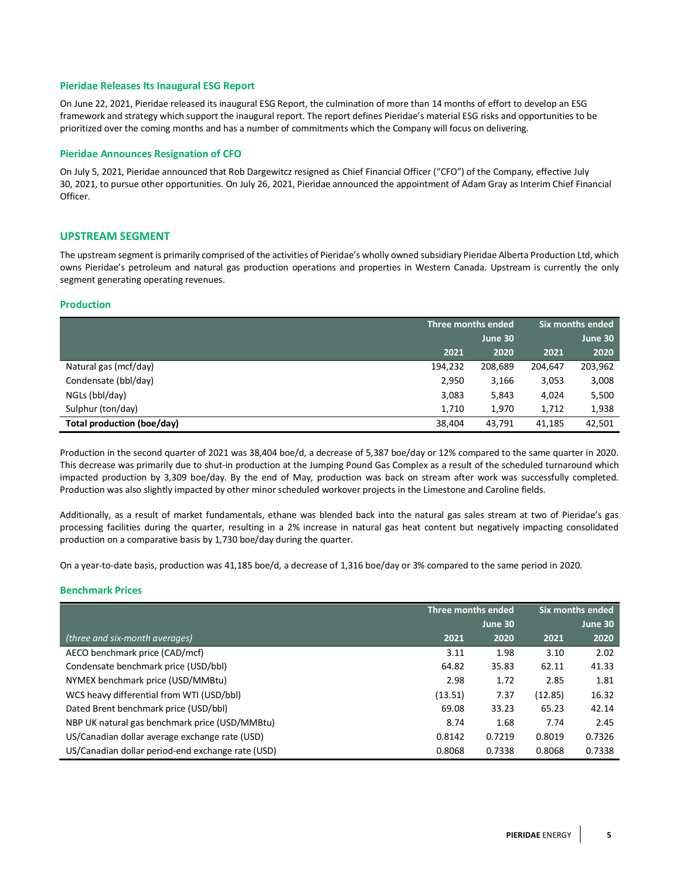### Pieridae Releases Its Inaugural ESG Report

On June 22, 2021, Pieridae released its inaugural ESG Report, the culmination of more than 14 months of effort to develop an ESG framework and strategy which support the inaugural report. The report defines Pieridae's material ESG risks and opportunities to be prioritized over the coming months and has a number of commitments which the Company will focus on delivering.

### Pieridae Announces Resignation of CFO

On July 5, 2021, Pieridae announced that Rob Dargewitcz resigned as Chief Financial Officer ("CFO") of the Company, effective July 30, 2021, to pursue other opportunities. On July 26, 2021, Pieridae announced the appointment of Adam Gray as Interim Chief Financial Officer.

## UPSTREAM SEGMENT

The upstream segment is primarily comprised of the activities of Pieridae's wholly owned subsidiary Pieridae Alberta Production Ltd, which owns Pieridae's petroleum and natural gas production operations and properties in Western Canada. Upstream is currently the only segment generating operating revenues.

### Production

| | Three months ended | | Six months ended | |
|---|---|---|---|---|
| | | June 30 | | June 30 |
| | 2021 | 2020 | 2021 | 2020 |
| Natural gas (mcf/day) | 194,232 | 208,689 | 204,647 | 203,962 |
| Condensate (bbl/day) | 2,950 | 3,166 | 3,053 | 3,008 |
| NGLs (bbl/day) | 3,083 | 5,843 | 4,024 | 5,500 |
| Sulphur (ton/day) | 1,710 | 1,970 | 1,712 | 1,938 |
| **Total production (boe/day)** | 38,404 | 43,791 | 41,185 | 42,501 |

Production in the second quarter of 2021 was 38,404 boe/d, a decrease of 5,387 boe/day or 12% compared to the same quarter in 2020. This decrease was primarily due to shut-in production at the Jumping Pound Gas Complex as a result of the scheduled turnaround which impacted production by 3,309 boe/day. By the end of May, production was back on stream after work was successfully completed. Production was also slightly impacted by other minor scheduled workover projects in the Limestone and Caroline fields.

Additionally, as a result of market fundamentals, ethane was blended back into the natural gas sales stream at two of Pieridae's gas processing facilities during the quarter, resulting in a 2% increase in natural gas heat content but negatively impacting consolidated production on a comparative basis by 1,730 boe/day during the quarter.

On a year-to-date basis, production was 41,185 boe/d, a decrease of 1,316 boe/day or 3% compared to the same period in 2020.

### Benchmark Prices

| | Three months ended | | Six months ended | |
|---|---|---|---|---|
| | | June 30 | | June 30 |
| *(three and six-month averages)* | 2021 | 2020 | 2021 | 2020 |
| AECO benchmark price (CAD/mcf) | 3.11 | 1.98 | 3.10 | 2.02 |
| Condensate benchmark price (USD/bbl) | 64.82 | 35.83 | 62.11 | 41.33 |
| NYMEX benchmark price (USD/MMBtu) | 2.98 | 1.72 | 2.85 | 1.81 |
| WCS heavy differential from WTI (USD/bbl) | (13.51) | 7.37 | (12.85) | 16.32 |
| Dated Brent benchmark price (USD/bbl) | 69.08 | 33.23 | 65.23 | 42.14 |
| NBP UK natural gas benchmark price (USD/MMBtu) | 8.74 | 1.68 | 7.74 | 2.45 |
| US/Canadian dollar average exchange rate (USD) | 0.8142 | 0.7219 | 0.8019 | 0.7326 |
| US/Canadian dollar period-end exchange rate (USD) | 0.8068 | 0.7338 | 0.8068 | 0.7338 |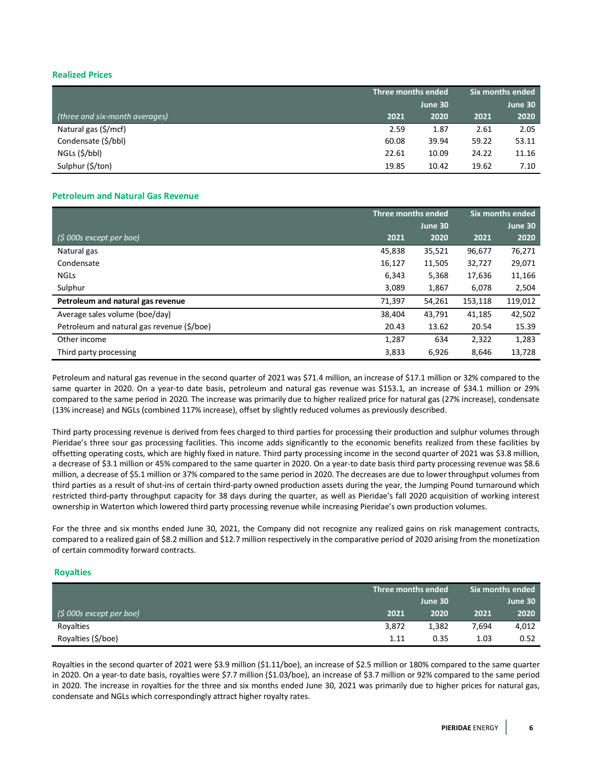### Realized Prices

| (three and six-month averages) | Three months ended June 30 2021 | 2020 | Six months ended June 30 2021 | 2020 |
|---|---|---|---|---|
| Natural gas ($/mcf) | 2.59 | 1.87 | 2.61 | 2.05 |
| Condensate ($/bbl) | 60.08 | 39.94 | 59.22 | 53.11 |
| NGLs ($/bbl) | 22.61 | 10.09 | 24.22 | 11.16 |
| Sulphur ($/ton) | 19.85 | 10.42 | 19.62 | 7.10 |

### Petroleum and Natural Gas Revenue

| ($ 000s except per boe) | Three months ended June 30 2021 | 2020 | Six months ended June 30 2021 | 2020 |
|---|---|---|---|---|
| Natural gas | 45,838 | 35,521 | 96,677 | 76,271 |
| Condensate | 16,127 | 11,505 | 32,727 | 29,071 |
| NGLs | 6,343 | 5,368 | 17,636 | 11,166 |
| Sulphur | 3,089 | 1,867 | 6,078 | 2,504 |
| **Petroleum and natural gas revenue** | 71,397 | 54,261 | 153,118 | 119,012 |
| Average sales volume (boe/day) | 38,404 | 43,791 | 41,185 | 42,502 |
| Petroleum and natural gas revenue ($/boe) | 20.43 | 13.62 | 20.54 | 15.39 |
| Other income | 1,287 | 634 | 2,322 | 1,283 |
| Third party processing | 3,833 | 6,926 | 8,646 | 13,728 |

Petroleum and natural gas revenue in the second quarter of 2021 was $71.4 million, an increase of $17.1 million or 32% compared to the same quarter in 2020. On a year-to date basis, petroleum and natural gas revenue was $153.1, an increase of $34.1 million or 29% compared to the same period in 2020. The increase was primarily due to higher realized price for natural gas (27% increase), condensate (13% increase) and NGLs (combined 117% increase), offset by slightly reduced volumes as previously described.

Third party processing revenue is derived from fees charged to third parties for processing their production and sulphur volumes through Pieridae's three sour gas processing facilities. This income adds significantly to the economic benefits realized from these facilities by offsetting operating costs, which are highly fixed in nature. Third party processing income in the second quarter of 2021 was $3.8 million, a decrease of $3.1 million or 45% compared to the same quarter in 2020. On a year-to date basis third party processing revenue was $8.6 million, a decrease of $5.1 million or 37% compared to the same period in 2020. The decreases are due to lower throughput volumes from third parties as a result of shut-ins of certain third-party owned production assets during the year, the Jumping Pound turnaround which restricted third-party throughput capacity for 38 days during the quarter, as well as Pieridae's fall 2020 acquisition of working interest ownership in Waterton which lowered third party processing revenue while increasing Pieridae's own production volumes.

For the three and six months ended June 30, 2021, the Company did not recognize any realized gains on risk management contracts, compared to a realized gain of $8.2 million and $12.7 million respectively in the comparative period of 2020 arising from the monetization of certain commodity forward contracts.

### Royalties

| ($ 000s except per boe) | Three months ended June 30 2021 | 2020 | Six months ended June 30 2021 | 2020 |
|---|---|---|---|---|
| Royalties | 3,872 | 1,382 | 7,694 | 4,012 |
| Royalties ($/boe) | 1.11 | 0.35 | 1.03 | 0.52 |

Royalties in the second quarter of 2021 were $3.9 million ($1.11/boe), an increase of $2.5 million or 180% compared to the same quarter in 2020. On a year-to date basis, royalties were $7.7 million ($1.03/boe), an increase of $3.7 million or 92% compared to the same period in 2020. The increase in royalties for the three and six months ended June 30, 2021 was primarily due to higher prices for natural gas, condensate and NGLs which correspondingly attract higher royalty rates.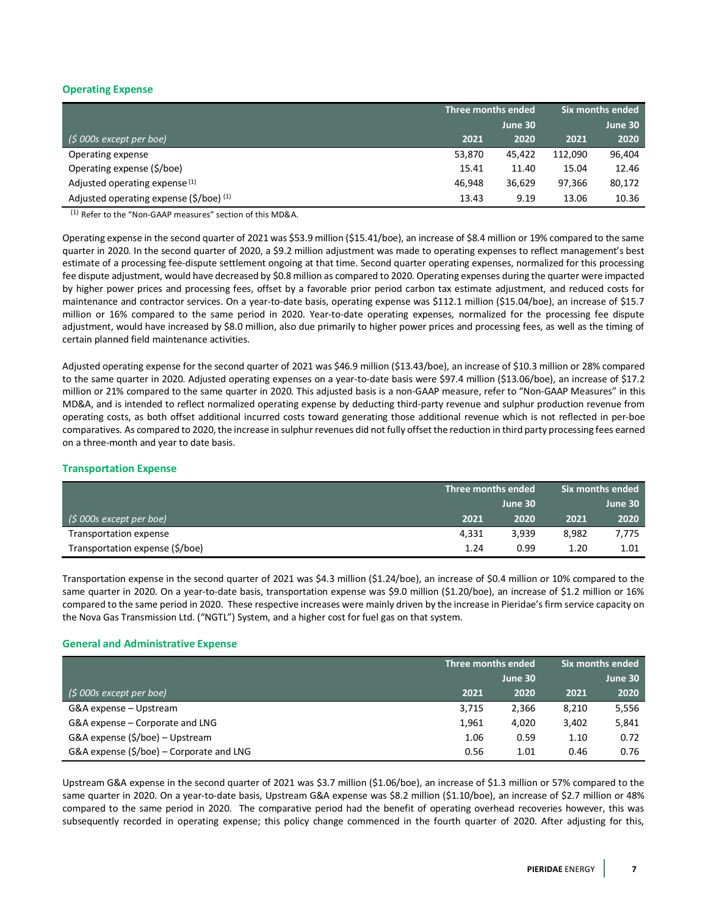### Operating Expense

| ($ 000s except per boe) | Three months ended June 30 2021 | 2020 | Six months ended June 30 2021 | 2020 |
|---|---|---|---|---|
| Operating expense | 53,870 | 45,422 | 112,090 | 96,404 |
| Operating expense ($/boe) | 15.41 | 11.40 | 15.04 | 12.46 |
| Adjusted operating expense (1) | 46,948 | 36,629 | 97,366 | 80,172 |
| Adjusted operating expense ($/boe) (1) | 13.43 | 9.19 | 13.06 | 10.36 |

(1) Refer to the "Non-GAAP measures" section of this MD&A.

Operating expense in the second quarter of 2021 was $53.9 million ($15.41/boe), an increase of $8.4 million or 19% compared to the same quarter in 2020. In the second quarter of 2020, a $9.2 million adjustment was made to operating expenses to reflect management's best estimate of a processing fee-dispute settlement ongoing at that time. Second quarter operating expenses, normalized for this processing fee dispute adjustment, would have decreased by $0.8 million as compared to 2020. Operating expenses during the quarter were impacted by higher power prices and processing fees, offset by a favorable prior period carbon tax estimate adjustment, and reduced costs for maintenance and contractor services. On a year-to-date basis, operating expense was $112.1 million ($15.04/boe), an increase of $15.7 million or 16% compared to the same period in 2020. Year-to-date operating expenses, normalized for the processing fee dispute adjustment, would have increased by $8.0 million, also due primarily to higher power prices and processing fees, as well as the timing of certain planned field maintenance activities.

Adjusted operating expense for the second quarter of 2021 was $46.9 million ($13.43/boe), an increase of $10.3 million or 28% compared to the same quarter in 2020. Adjusted operating expenses on a year-to-date basis were $97.4 million ($13.06/boe), an increase of $17.2 million or 21% compared to the same quarter in 2020. This adjusted basis is a non-GAAP measure, refer to "Non-GAAP Measures" in this MD&A, and is intended to reflect normalized operating expense by deducting third-party revenue and sulphur production revenue from operating costs, as both offset additional incurred costs toward generating those additional revenue which is not reflected in per-boe comparatives. As compared to 2020, the increase in sulphur revenues did not fully offset the reduction in third party processing fees earned on a three-month and year to date basis.

### Transportation Expense

| ($ 000s except per boe) | Three months ended June 30 2021 | 2020 | Six months ended June 30 2021 | 2020 |
|---|---|---|---|---|
| Transportation expense | 4,331 | 3,939 | 8,982 | 7,775 |
| Transportation expense ($/boe) | 1.24 | 0.99 | 1.20 | 1.01 |

Transportation expense in the second quarter of 2021 was $4.3 million ($1.24/boe), an increase of $0.4 million or 10% compared to the same quarter in 2020. On a year-to-date basis, transportation expense was $9.0 million ($1.20/boe), an increase of $1.2 million or 16% compared to the same period in 2020. These respective increases were mainly driven by the increase in Pieridae's firm service capacity on the Nova Gas Transmission Ltd. ("NGTL") System, and a higher cost for fuel gas on that system.

### General and Administrative Expense

| ($ 000s except per boe) | Three months ended June 30 2021 | 2020 | Six months ended June 30 2021 | 2020 |
|---|---|---|---|---|
| G&A expense – Upstream | 3,715 | 2,366 | 8,210 | 5,556 |
| G&A expense – Corporate and LNG | 1,961 | 4,020 | 3,402 | 5,841 |
| G&A expense ($/boe) – Upstream | 1.06 | 0.59 | 1.10 | 0.72 |
| G&A expense ($/boe) – Corporate and LNG | 0.56 | 1.01 | 0.46 | 0.76 |

Upstream G&A expense in the second quarter of 2021 was $3.7 million ($1.06/boe), an increase of $1.3 million or 57% compared to the same quarter in 2020. On a year-to-date basis, Upstream G&A expense was $8.2 million ($1.10/boe), an increase of $2.7 million or 48% compared to the same period in 2020. The comparative period had the benefit of operating overhead recoveries however, this was subsequently recorded in operating expense; this policy change commenced in the fourth quarter of 2020. After adjusting for this,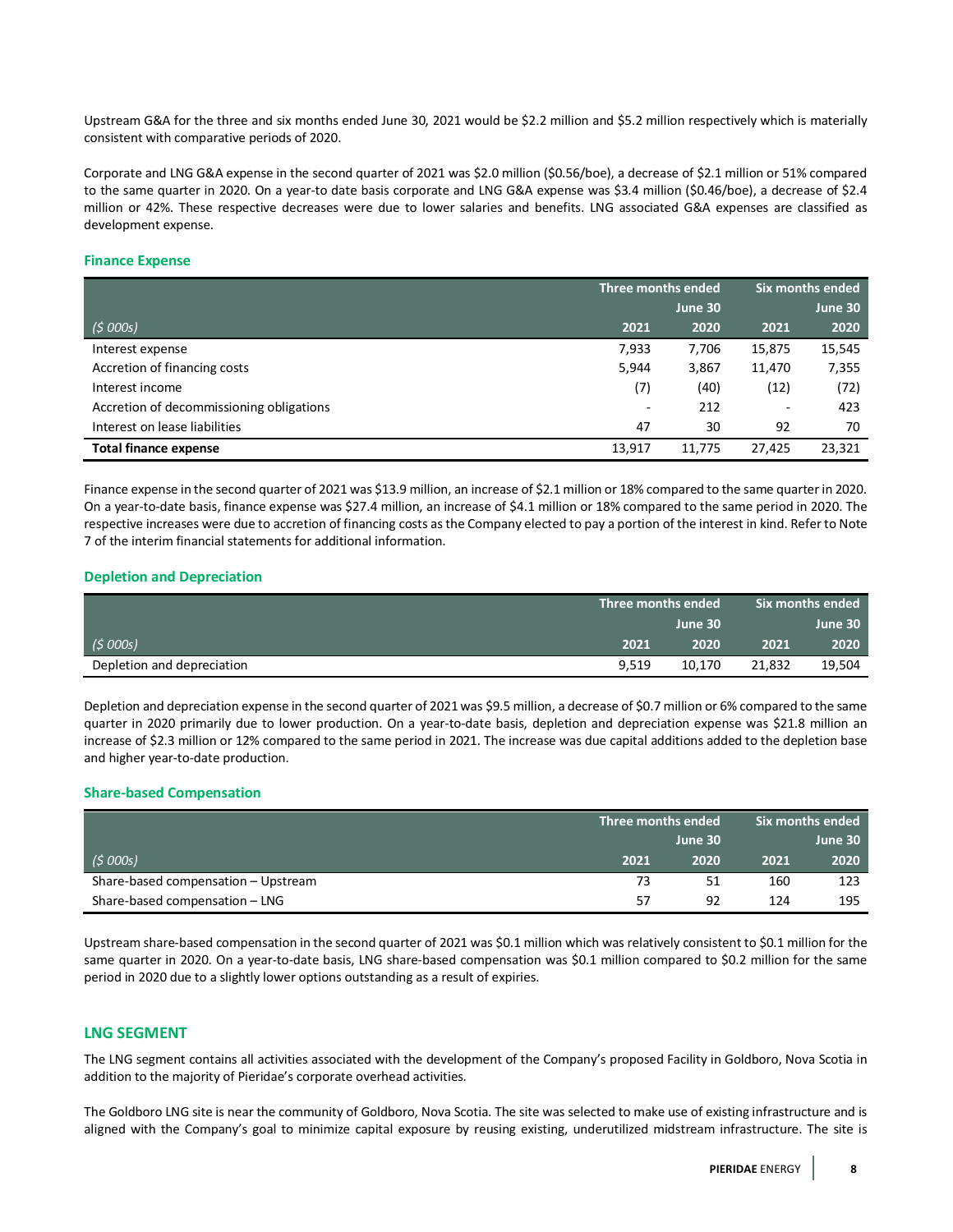Upstream G&A for the three and six months ended June 30, 2021 would be $2.2 million and $5.2 million respectively which is materially consistent with comparative periods of 2020.

Corporate and LNG G&A expense in the second quarter of 2021 was $2.0 million ($0.56/boe), a decrease of $2.1 million or 51% compared to the same quarter in 2020. On a year-to date basis corporate and LNG G&A expense was $3.4 million ($0.46/boe), a decrease of $2.4 million or 42%. These respective decreases were due to lower salaries and benefits. LNG associated G&A expenses are classified as development expense.

### Finance Expense

| | Three months ended June 30 | | Six months ended June 30 | |
|---|---|---|---|---|
| *($ 000s)* | 2021 | 2020 | 2021 | 2020 |
| Interest expense | 7,933 | 7,706 | 15,875 | 15,545 |
| Accretion of financing costs | 5,944 | 3,867 | 11,470 | 7,355 |
| Interest income | (7) | (40) | (12) | (72) |
| Accretion of decommissioning obligations | - | 212 | - | 423 |
| Interest on lease liabilities | 47 | 30 | 92 | 70 |
| **Total finance expense** | 13,917 | 11,775 | 27,425 | 23,321 |

Finance expense in the second quarter of 2021 was $13.9 million, an increase of $2.1 million or 18% compared to the same quarter in 2020. On a year-to-date basis, finance expense was $27.4 million, an increase of $4.1 million or 18% compared to the same period in 2020. The respective increases were due to accretion of financing costs as the Company elected to pay a portion of the interest in kind. Refer to Note 7 of the interim financial statements for additional information.

### Depletion and Depreciation

| | Three months ended June 30 | | Six months ended June 30 | |
|---|---|---|---|---|
| *($ 000s)* | 2021 | 2020 | 2021 | 2020 |
| Depletion and depreciation | 9,519 | 10,170 | 21,832 | 19,504 |

Depletion and depreciation expense in the second quarter of 2021 was $9.5 million, a decrease of $0.7 million or 6% compared to the same quarter in 2020 primarily due to lower production. On a year-to-date basis, depletion and depreciation expense was $21.8 million an increase of $2.3 million or 12% compared to the same period in 2021. The increase was due capital additions added to the depletion base and higher year-to-date production.

### Share-based Compensation

| | Three months ended June 30 | | Six months ended June 30 | |
|---|---|---|---|---|
| *($ 000s)* | 2021 | 2020 | 2021 | 2020 |
| Share-based compensation – Upstream | 73 | 51 | 160 | 123 |
| Share-based compensation – LNG | 57 | 92 | 124 | 195 |

Upstream share-based compensation in the second quarter of 2021 was $0.1 million which was relatively consistent to $0.1 million for the same quarter in 2020. On a year-to-date basis, LNG share-based compensation was $0.1 million compared to $0.2 million for the same period in 2020 due to a slightly lower options outstanding as a result of expiries.

## LNG SEGMENT

The LNG segment contains all activities associated with the development of the Company's proposed Facility in Goldboro, Nova Scotia in addition to the majority of Pieridae's corporate overhead activities.

The Goldboro LNG site is near the community of Goldboro, Nova Scotia. The site was selected to make use of existing infrastructure and is aligned with the Company's goal to minimize capital exposure by reusing existing, underutilized midstream infrastructure. The site is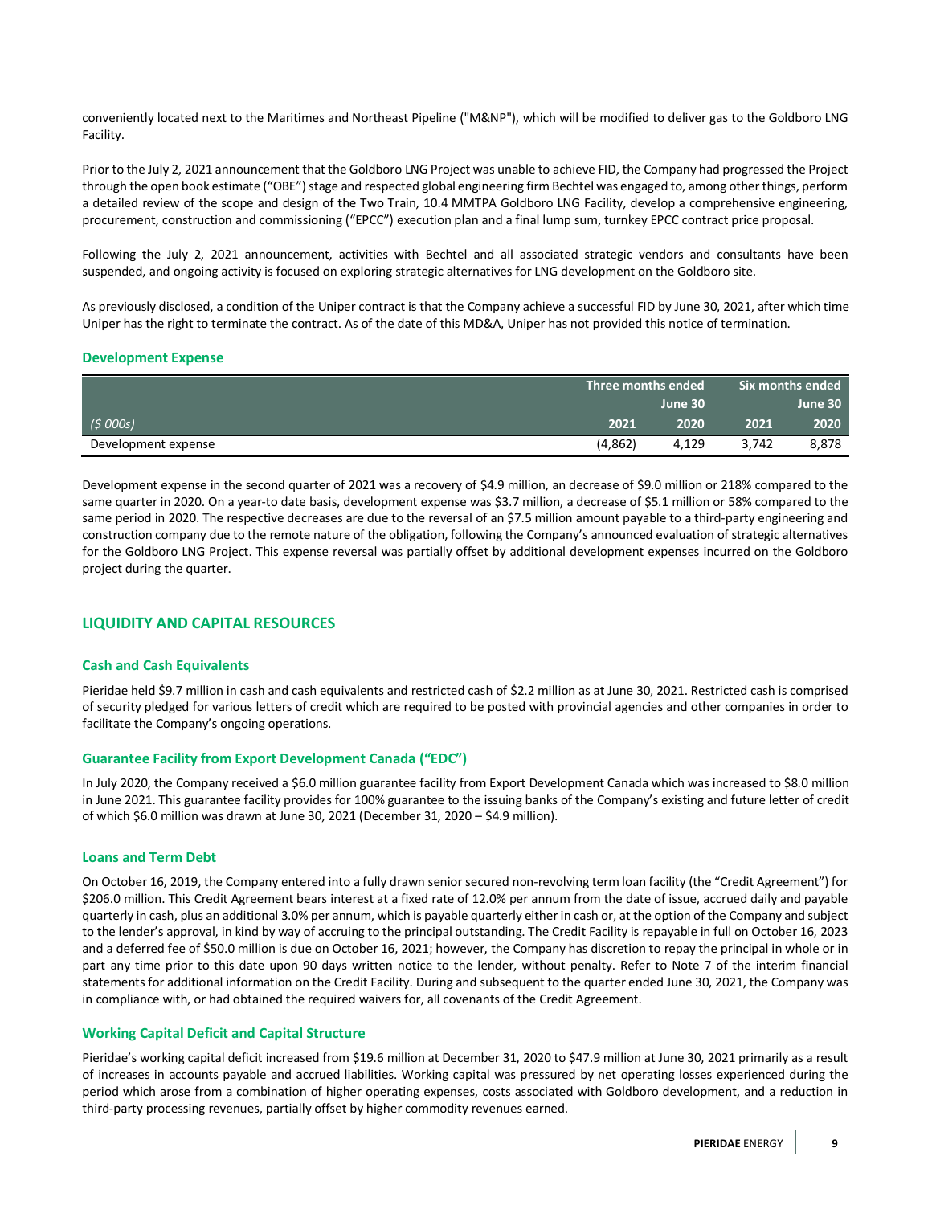conveniently located next to the Maritimes and Northeast Pipeline ("M&NP"), which will be modified to deliver gas to the Goldboro LNG Facility.

Prior to the July 2, 2021 announcement that the Goldboro LNG Project was unable to achieve FID, the Company had progressed the Project through the open book estimate ("OBE") stage and respected global engineering firm Bechtel was engaged to, among other things, perform a detailed review of the scope and design of the Two Train, 10.4 MMTPA Goldboro LNG Facility, develop a comprehensive engineering, procurement, construction and commissioning ("EPCC") execution plan and a final lump sum, turnkey EPCC contract price proposal.

Following the July 2, 2021 announcement, activities with Bechtel and all associated strategic vendors and consultants have been suspended, and ongoing activity is focused on exploring strategic alternatives for LNG development on the Goldboro site.

As previously disclosed, a condition of the Uniper contract is that the Company achieve a successful FID by June 30, 2021, after which time Uniper has the right to terminate the contract. As of the date of this MD&A, Uniper has not provided this notice of termination.

### Development Expense

| | Three months ended June 30 | | Six months ended June 30 | |
|---|---|---|---|---|
| *($ 000s)* | 2021 | 2020 | 2021 | 2020 |
| Development expense | (4,862) | 4,129 | 3,742 | 8,878 |

Development expense in the second quarter of 2021 was a recovery of $4.9 million, an decrease of $9.0 million or 218% compared to the same quarter in 2020. On a year-to date basis, development expense was $3.7 million, a decrease of $5.1 million or 58% compared to the same period in 2020. The respective decreases are due to the reversal of an $7.5 million amount payable to a third-party engineering and construction company due to the remote nature of the obligation, following the Company's announced evaluation of strategic alternatives for the Goldboro LNG Project. This expense reversal was partially offset by additional development expenses incurred on the Goldboro project during the quarter.

## LIQUIDITY AND CAPITAL RESOURCES

### Cash and Cash Equivalents

Pieridae held $9.7 million in cash and cash equivalents and restricted cash of $2.2 million as at June 30, 2021. Restricted cash is comprised of security pledged for various letters of credit which are required to be posted with provincial agencies and other companies in order to facilitate the Company's ongoing operations.

### Guarantee Facility from Export Development Canada ("EDC")

In July 2020, the Company received a $6.0 million guarantee facility from Export Development Canada which was increased to $8.0 million in June 2021. This guarantee facility provides for 100% guarantee to the issuing banks of the Company's existing and future letter of credit of which $6.0 million was drawn at June 30, 2021 (December 31, 2020 – $4.9 million).

### Loans and Term Debt

On October 16, 2019, the Company entered into a fully drawn senior secured non-revolving term loan facility (the "Credit Agreement") for $206.0 million. This Credit Agreement bears interest at a fixed rate of 12.0% per annum from the date of issue, accrued daily and payable quarterly in cash, plus an additional 3.0% per annum, which is payable quarterly either in cash or, at the option of the Company and subject to the lender's approval, in kind by way of accruing to the principal outstanding. The Credit Facility is repayable in full on October 16, 2023 and a deferred fee of $50.0 million is due on October 16, 2021; however, the Company has discretion to repay the principal in whole or in part any time prior to this date upon 90 days written notice to the lender, without penalty. Refer to Note 7 of the interim financial statements for additional information on the Credit Facility. During and subsequent to the quarter ended June 30, 2021, the Company was in compliance with, or had obtained the required waivers for, all covenants of the Credit Agreement.

### Working Capital Deficit and Capital Structure

Pieridae's working capital deficit increased from $19.6 million at December 31, 2020 to $47.9 million at June 30, 2021 primarily as a result of increases in accounts payable and accrued liabilities. Working capital was pressured by net operating losses experienced during the period which arose from a combination of higher operating expenses, costs associated with Goldboro development, and a reduction in third-party processing revenues, partially offset by higher commodity revenues earned.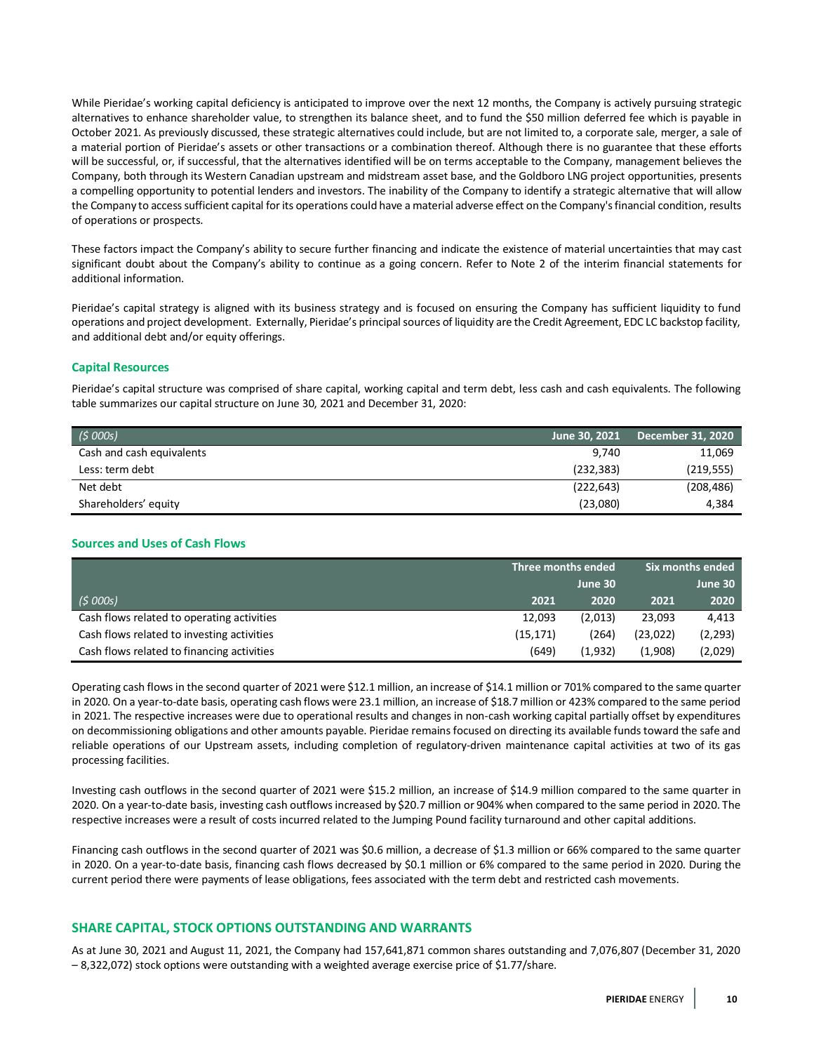While Pieridae's working capital deficiency is anticipated to improve over the next 12 months, the Company is actively pursuing strategic alternatives to enhance shareholder value, to strengthen its balance sheet, and to fund the $50 million deferred fee which is payable in October 2021. As previously discussed, these strategic alternatives could include, but are not limited to, a corporate sale, merger, a sale of a material portion of Pieridae's assets or other transactions or a combination thereof. Although there is no guarantee that these efforts will be successful, or, if successful, that the alternatives identified will be on terms acceptable to the Company, management believes the Company, both through its Western Canadian upstream and midstream asset base, and the Goldboro LNG project opportunities, presents a compelling opportunity to potential lenders and investors. The inability of the Company to identify a strategic alternative that will allow the Company to access sufficient capital for its operations could have a material adverse effect on the Company's financial condition, results of operations or prospects.

These factors impact the Company's ability to secure further financing and indicate the existence of material uncertainties that may cast significant doubt about the Company's ability to continue as a going concern. Refer to Note 2 of the interim financial statements for additional information.

Pieridae's capital strategy is aligned with its business strategy and is focused on ensuring the Company has sufficient liquidity to fund operations and project development. Externally, Pieridae's principal sources of liquidity are the Credit Agreement, EDC LC backstop facility, and additional debt and/or equity offerings.

### Capital Resources

Pieridae's capital structure was comprised of share capital, working capital and term debt, less cash and cash equivalents. The following table summarizes our capital structure on June 30, 2021 and December 31, 2020:

| *($ 000s)* | June 30, 2021 | December 31, 2020 |
|---|---|---|
| Cash and cash equivalents | 9,740 | 11,069 |
| Less: term debt | (232,383) | (219,555) |
| Net debt | (222,643) | (208,486) |
| Shareholders' equity | (23,080) | 4,384 |

### Sources and Uses of Cash Flows

| | Three months ended June 30 | | Six months ended June 30 | |
|---|---|---|---|---|
| *($ 000s)* | 2021 | 2020 | 2021 | 2020 |
| Cash flows related to operating activities | 12,093 | (2,013) | 23,093 | 4,413 |
| Cash flows related to investing activities | (15,171) | (264) | (23,022) | (2,293) |
| Cash flows related to financing activities | (649) | (1,932) | (1,908) | (2,029) |

Operating cash flows in the second quarter of 2021 were $12.1 million, an increase of $14.1 million or 701% compared to the same quarter in 2020. On a year-to-date basis, operating cash flows were 23.1 million, an increase of $18.7 million or 423% compared to the same period in 2021. The respective increases were due to operational results and changes in non-cash working capital partially offset by expenditures on decommissioning obligations and other amounts payable. Pieridae remains focused on directing its available funds toward the safe and reliable operations of our Upstream assets, including completion of regulatory-driven maintenance capital activities at two of its gas processing facilities.

Investing cash outflows in the second quarter of 2021 were $15.2 million, an increase of $14.9 million compared to the same quarter in 2020. On a year-to-date basis, investing cash outflows increased by $20.7 million or 904% when compared to the same period in 2020. The respective increases were a result of costs incurred related to the Jumping Pound facility turnaround and other capital additions.

Financing cash outflows in the second quarter of 2021 was $0.6 million, a decrease of $1.3 million or 66% compared to the same quarter in 2020. On a year-to-date basis, financing cash flows decreased by $0.1 million or 6% compared to the same period in 2020. During the current period there were payments of lease obligations, fees associated with the term debt and restricted cash movements.

## SHARE CAPITAL, STOCK OPTIONS OUTSTANDING AND WARRANTS

As at June 30, 2021 and August 11, 2021, the Company had 157,641,871 common shares outstanding and 7,076,807 (December 31, 2020 – 8,322,072) stock options were outstanding with a weighted average exercise price of $1.77/share.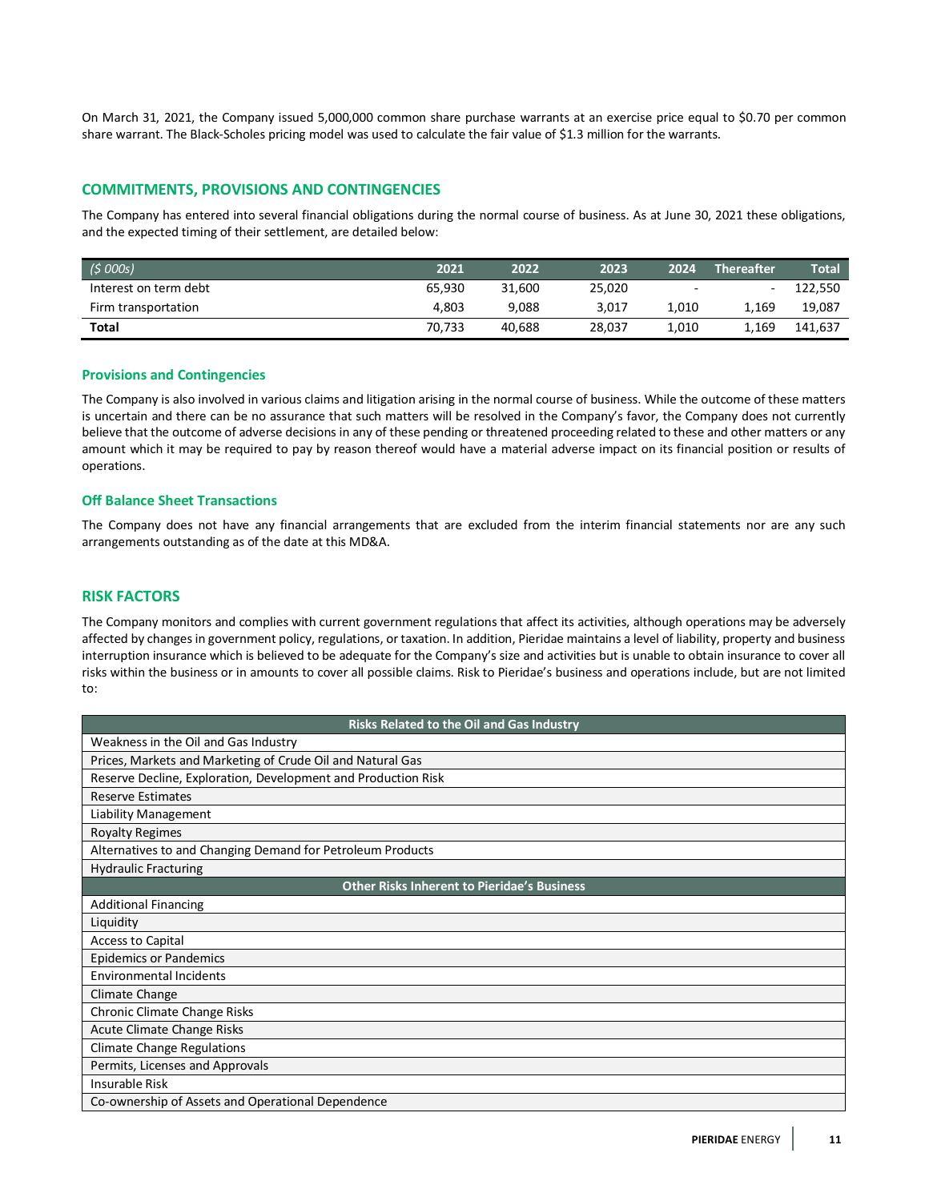On March 31, 2021, the Company issued 5,000,000 common share purchase warrants at an exercise price equal to $0.70 per common share warrant. The Black-Scholes pricing model was used to calculate the fair value of $1.3 million for the warrants.

## COMMITMENTS, PROVISIONS AND CONTINGENCIES

The Company has entered into several financial obligations during the normal course of business. As at June 30, 2021 these obligations, and the expected timing of their settlement, are detailed below:

| *($ 000s)* | 2021 | 2022 | 2023 | 2024 | Thereafter | Total |
|---|---|---|---|---|---|---|
| Interest on term debt | 65,930 | 31,600 | 25,020 | - | - | 122,550 |
| Firm transportation | 4,803 | 9,088 | 3,017 | 1,010 | 1,169 | 19,087 |
| **Total** | 70,733 | 40,688 | 28,037 | 1,010 | 1,169 | 141,637 |

### Provisions and Contingencies

The Company is also involved in various claims and litigation arising in the normal course of business. While the outcome of these matters is uncertain and there can be no assurance that such matters will be resolved in the Company's favor, the Company does not currently believe that the outcome of adverse decisions in any of these pending or threatened proceeding related to these and other matters or any amount which it may be required to pay by reason thereof would have a material adverse impact on its financial position or results of operations.

### Off Balance Sheet Transactions

The Company does not have any financial arrangements that are excluded from the interim financial statements nor are any such arrangements outstanding as of the date at this MD&A.

## RISK FACTORS

The Company monitors and complies with current government regulations that affect its activities, although operations may be adversely affected by changes in government policy, regulations, or taxation. In addition, Pieridae maintains a level of liability, property and business interruption insurance which is believed to be adequate for the Company's size and activities but is unable to obtain insurance to cover all risks within the business or in amounts to cover all possible claims. Risk to Pieridae's business and operations include, but are not limited to:

| Risks Related to the Oil and Gas Industry |
|---|
| Weakness in the Oil and Gas Industry |
| Prices, Markets and Marketing of Crude Oil and Natural Gas |
| Reserve Decline, Exploration, Development and Production Risk |
| Reserve Estimates |
| Liability Management |
| Royalty Regimes |
| Alternatives to and Changing Demand for Petroleum Products |
| Hydraulic Fracturing |
| **Other Risks Inherent to Pieridae's Business** |
| Additional Financing |
| Liquidity |
| Access to Capital |
| Epidemics or Pandemics |
| Environmental Incidents |
| Climate Change |
| Chronic Climate Change Risks |
| Acute Climate Change Risks |
| Climate Change Regulations |
| Permits, Licenses and Approvals |
| Insurable Risk |
| Co-ownership of Assets and Operational Dependence |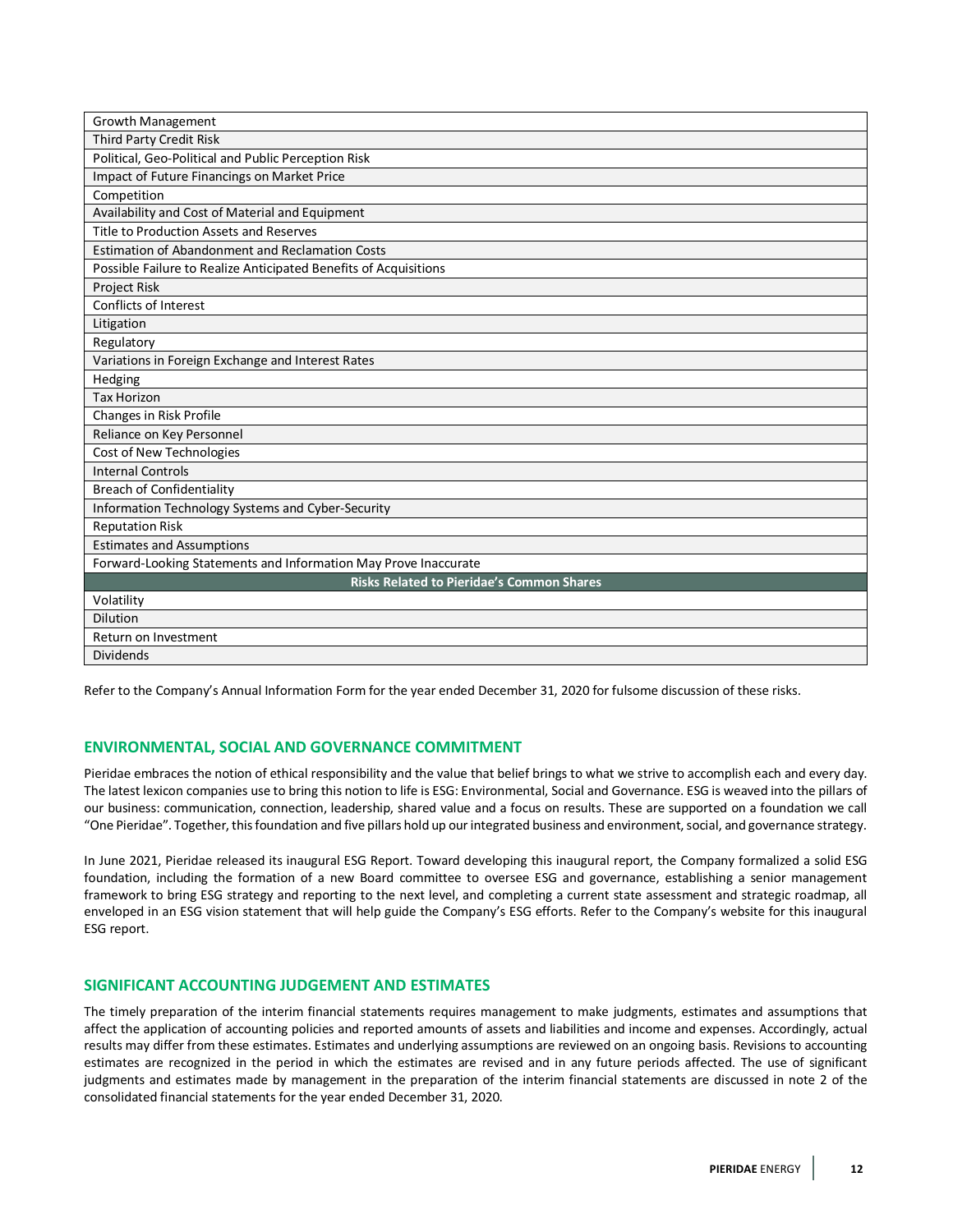| |
|---|
| Growth Management |
| Third Party Credit Risk |
| Political, Geo-Political and Public Perception Risk |
| Impact of Future Financings on Market Price |
| Competition |
| Availability and Cost of Material and Equipment |
| Title to Production Assets and Reserves |
| Estimation of Abandonment and Reclamation Costs |
| Possible Failure to Realize Anticipated Benefits of Acquisitions |
| Project Risk |
| Conflicts of Interest |
| Litigation |
| Regulatory |
| Variations in Foreign Exchange and Interest Rates |
| Hedging |
| Tax Horizon |
| Changes in Risk Profile |
| Reliance on Key Personnel |
| Cost of New Technologies |
| Internal Controls |
| Breach of Confidentiality |
| Information Technology Systems and Cyber-Security |
| Reputation Risk |
| Estimates and Assumptions |
| Forward-Looking Statements and Information May Prove Inaccurate |
| **Risks Related to Pieridae's Common Shares** |
| Volatility |
| Dilution |
| Return on Investment |
| Dividends |

Refer to the Company's Annual Information Form for the year ended December 31, 2020 for fulsome discussion of these risks.

## ENVIRONMENTAL, SOCIAL AND GOVERNANCE COMMITMENT

Pieridae embraces the notion of ethical responsibility and the value that belief brings to what we strive to accomplish each and every day. The latest lexicon companies use to bring this notion to life is ESG: Environmental, Social and Governance. ESG is weaved into the pillars of our business: communication, connection, leadership, shared value and a focus on results. These are supported on a foundation we call "One Pieridae". Together, this foundation and five pillars hold up our integrated business and environment, social, and governance strategy.

In June 2021, Pieridae released its inaugural ESG Report. Toward developing this inaugural report, the Company formalized a solid ESG foundation, including the formation of a new Board committee to oversee ESG and governance, establishing a senior management framework to bring ESG strategy and reporting to the next level, and completing a current state assessment and strategic roadmap, all enveloped in an ESG vision statement that will help guide the Company's ESG efforts. Refer to the Company's website for this inaugural ESG report.

## SIGNIFICANT ACCOUNTING JUDGEMENT AND ESTIMATES

The timely preparation of the interim financial statements requires management to make judgments, estimates and assumptions that affect the application of accounting policies and reported amounts of assets and liabilities and income and expenses. Accordingly, actual results may differ from these estimates. Estimates and underlying assumptions are reviewed on an ongoing basis. Revisions to accounting estimates are recognized in the period in which the estimates are revised and in any future periods affected. The use of significant judgments and estimates made by management in the preparation of the interim financial statements are discussed in note 2 of the consolidated financial statements for the year ended December 31, 2020.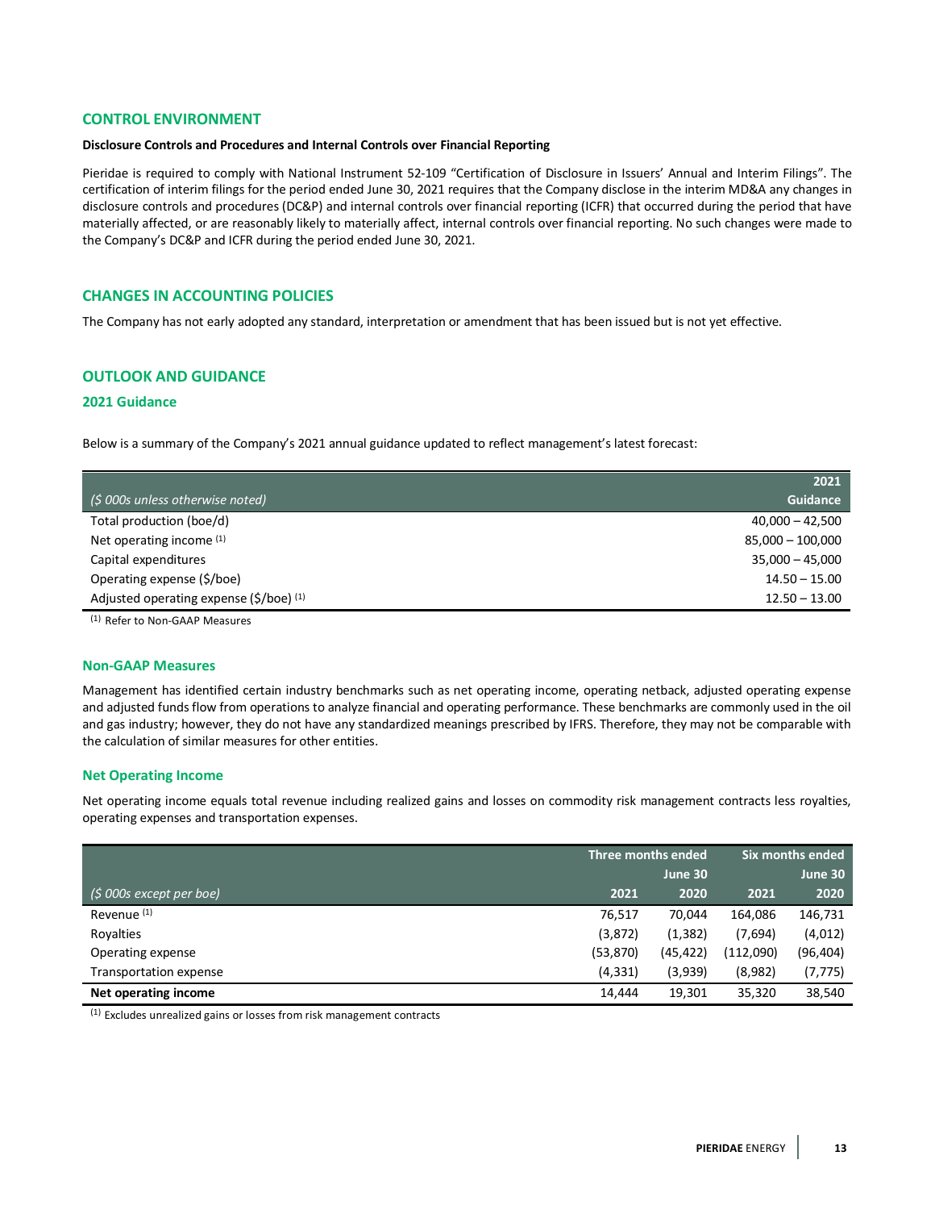## CONTROL ENVIRONMENT

**Disclosure Controls and Procedures and Internal Controls over Financial Reporting**

Pieridae is required to comply with National Instrument 52-109 "Certification of Disclosure in Issuers' Annual and Interim Filings". The certification of interim filings for the period ended June 30, 2021 requires that the Company disclose in the interim MD&A any changes in disclosure controls and procedures (DC&P) and internal controls over financial reporting (ICFR) that occurred during the period that have materially affected, or are reasonably likely to materially affect, internal controls over financial reporting. No such changes were made to the Company's DC&P and ICFR during the period ended June 30, 2021.

## CHANGES IN ACCOUNTING POLICIES

The Company has not early adopted any standard, interpretation or amendment that has been issued but is not yet effective.

## OUTLOOK AND GUIDANCE

### 2021 Guidance

Below is a summary of the Company's 2021 annual guidance updated to reflect management's latest forecast:

| *($ 000s unless otherwise noted)* | 2021 Guidance |
|---|---|
| Total production (boe/d) | 40,000 – 42,500 |
| Net operating income [(1)] | 85,000 – 100,000 |
| Capital expenditures | 35,000 – 45,000 |
| Operating expense ($/boe) | 14.50 – 15.00 |
| Adjusted operating expense ($/boe) [(1)] | 12.50 – 13.00 |

[(1)] Refer to Non-GAAP Measures

### Non-GAAP Measures

Management has identified certain industry benchmarks such as net operating income, operating netback, adjusted operating expense and adjusted funds flow from operations to analyze financial and operating performance. These benchmarks are commonly used in the oil and gas industry; however, they do not have any standardized meanings prescribed by IFRS. Therefore, they may not be comparable with the calculation of similar measures for other entities.

### Net Operating Income

Net operating income equals total revenue including realized gains and losses on commodity risk management contracts less royalties, operating expenses and transportation expenses.

| | Three months ended June 30 | | Six months ended June 30 | |
|---|---|---|---|---|
| *($ 000s except per boe)* | 2021 | 2020 | 2021 | 2020 |
| Revenue [(1)] | 76,517 | 70,044 | 164,086 | 146,731 |
| Royalties | (3,872) | (1,382) | (7,694) | (4,012) |
| Operating expense | (53,870) | (45,422) | (112,090) | (96,404) |
| Transportation expense | (4,331) | (3,939) | (8,982) | (7,775) |
| **Net operating income** | 14,444 | 19,301 | 35,320 | 38,540 |

[(1)] Excludes unrealized gains or losses from risk management contracts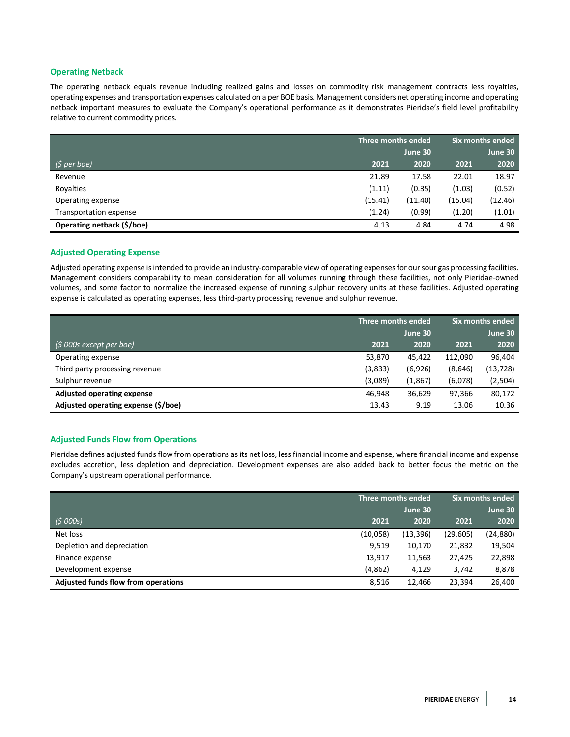### Operating Netback

The operating netback equals revenue including realized gains and losses on commodity risk management contracts less royalties, operating expenses and transportation expenses calculated on a per BOE basis. Management considers net operating income and operating netback important measures to evaluate the Company's operational performance as it demonstrates Pieridae's field level profitability relative to current commodity prices.

| | Three months ended | June 30 | Six months ended | June 30 |
|---|---|---|---|---|
| *($ per boe)* | 2021 | 2020 | 2021 | 2020 |
| Revenue | 21.89 | 17.58 | 22.01 | 18.97 |
| Royalties | (1.11) | (0.35) | (1.03) | (0.52) |
| Operating expense | (15.41) | (11.40) | (15.04) | (12.46) |
| Transportation expense | (1.24) | (0.99) | (1.20) | (1.01) |
| **Operating netback ($/boe)** | 4.13 | 4.84 | 4.74 | 4.98 |

### Adjusted Operating Expense

Adjusted operating expense is intended to provide an industry-comparable view of operating expenses for our sour gas processing facilities. Management considers comparability to mean consideration for all volumes running through these facilities, not only Pieridae-owned volumes, and some factor to normalize the increased expense of running sulphur recovery units at these facilities. Adjusted operating expense is calculated as operating expenses, less third-party processing revenue and sulphur revenue.

| | Three months ended | June 30 | Six months ended | June 30 |
|---|---|---|---|---|
| *($ 000s except per boe)* | 2021 | 2020 | 2021 | 2020 |
| Operating expense | 53,870 | 45,422 | 112,090 | 96,404 |
| Third party processing revenue | (3,833) | (6,926) | (8,646) | (13,728) |
| Sulphur revenue | (3,089) | (1,867) | (6,078) | (2,504) |
| **Adjusted operating expense** | 46,948 | 36,629 | 97,366 | 80,172 |
| **Adjusted operating expense ($/boe)** | 13.43 | 9.19 | 13.06 | 10.36 |

### Adjusted Funds Flow from Operations

Pieridae defines adjusted funds flow from operations as its net loss, less financial income and expense, where financial income and expense excludes accretion, less depletion and depreciation. Development expenses are also added back to better focus the metric on the Company's upstream operational performance.

| | Three months ended | June 30 | Six months ended | June 30 |
|---|---|---|---|---|
| *($ 000s)* | 2021 | 2020 | 2021 | 2020 |
| Net loss | (10,058) | (13,396) | (29,605) | (24,880) |
| Depletion and depreciation | 9,519 | 10,170 | 21,832 | 19,504 |
| Finance expense | 13,917 | 11,563 | 27,425 | 22,898 |
| Development expense | (4,862) | 4,129 | 3,742 | 8,878 |
| **Adjusted funds flow from operations** | 8,516 | 12,466 | 23,394 | 26,400 |